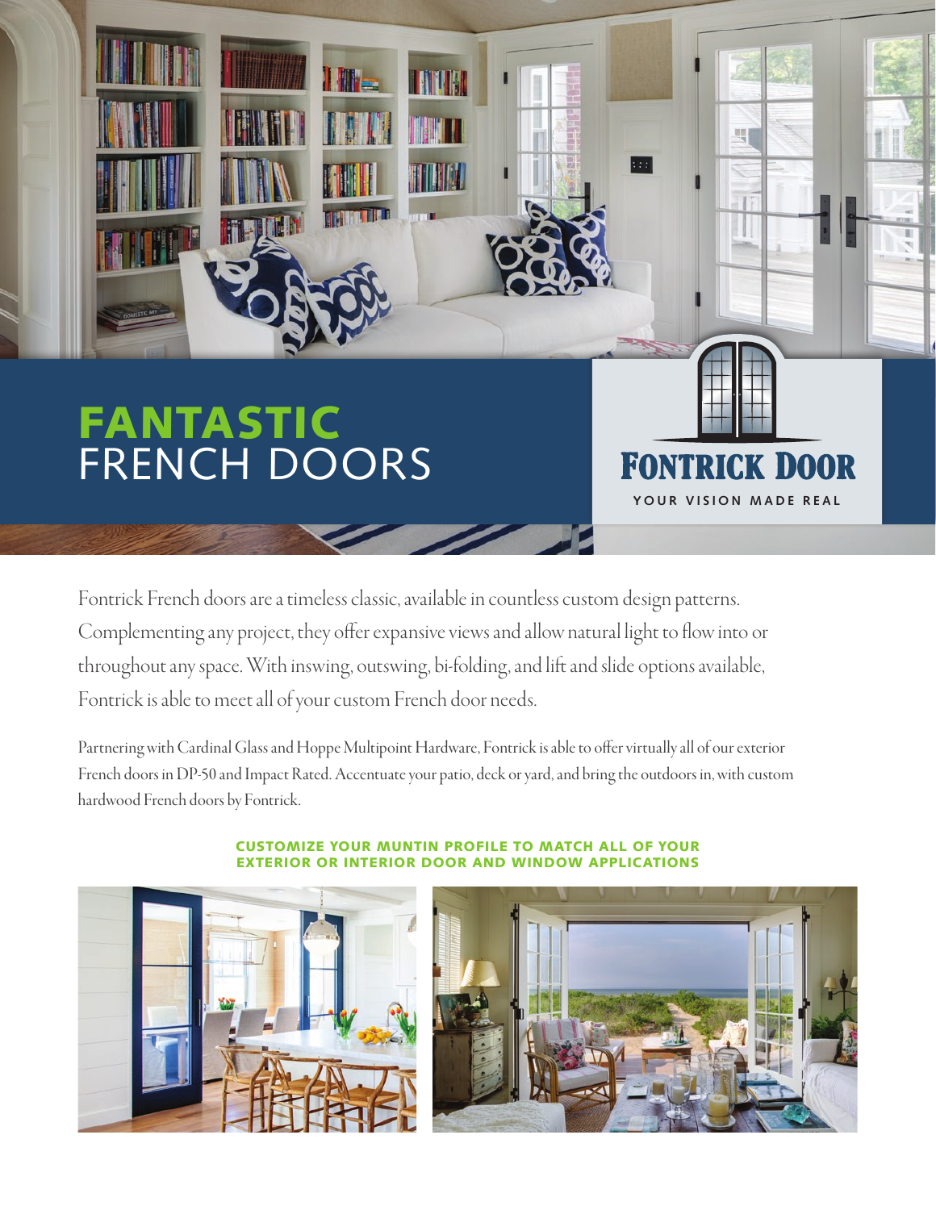# FANTASTIC FRENCH DOORS

FONTRICK DOOR

YOUR VISION MADE REAL

Fontrick French doors are a timeless classic, available in countless custom design patterns. Complementing any project, they offer expansive views and allow natural light to flow into or throughout any space. With inswing, outswing, bi-folding, and lift and slide options available, Fontrick is able to meet all of your custom French door needs.

Partnering with Cardinal Glass and Hoppe Multipoint Hardware, Fontrick is able to offer virtually all of our exterior French doors in DP-50 and Impact Rated. Accentuate your patio, deck or yard, and bring the outdoors in, with custom hardwood French doors by Fontrick.

**CUSTOMIZE YOUR MUNTIN PROFILE TO MATCH ALL OF YOUR EXTERIOR OR INTERIOR DOOR AND WINDOW APPLICATIONS**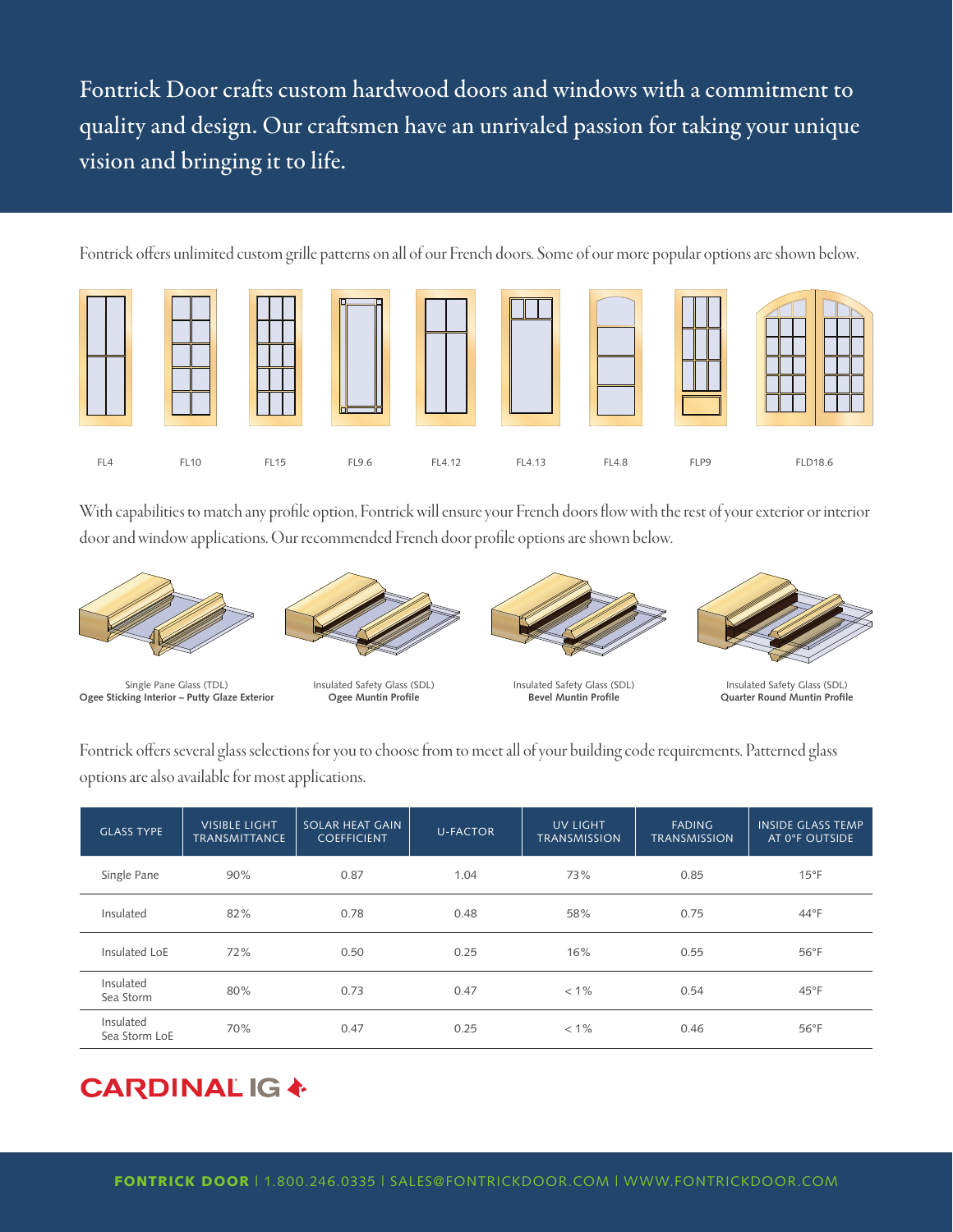Fontrick Door crafts custom hardwood doors and windows with a commitment to quality and design. Our craftsmen have an unrivaled passion for taking your unique vision and bringing it to life.

Fontrick offers unlimited custom grille patterns on all of our French doors. Some of our more popular options are shown below.

FL4 FL10 FL15 FL9.6 FL4.12 FL4.13 FL4.8 FLP9 FLD18.6

With capabilities to match any profile option, Fontrick will ensure your French doors flow with the rest of your exterior or interior door and window applications. Our recommended French door profile options are shown below.

Single Pane Glass (TDL)
**Ogee Sticking Interior – Putty Glaze Exterior**

Insulated Safety Glass (SDL)
**Ogee Muntin Profile**

Insulated Safety Glass (SDL)
**Bevel Muntin Profile**

Insulated Safety Glass (SDL)
**Quarter Round Muntin Profile**

Fontrick offers several glass selections for you to choose from to meet all of your building code requirements. Patterned glass options are also available for most applications.

| GLASS TYPE | VISIBLE LIGHT TRANSMITTANCE | SOLAR HEAT GAIN COEFFICIENT | U-FACTOR | UV LIGHT TRANSMISSION | FADING TRANSMISSION | INSIDE GLASS TEMP AT 0°F OUTSIDE |
|---|---|---|---|---|---|---|
| Single Pane | 90% | 0.87 | 1.04 | 73% | 0.85 | 15°F |
| Insulated | 82% | 0.78 | 0.48 | 58% | 0.75 | 44°F |
| Insulated LoE | 72% | 0.50 | 0.25 | 16% | 0.55 | 56°F |
| Insulated Sea Storm | 80% | 0.73 | 0.47 | < 1% | 0.54 | 45°F |
| Insulated Sea Storm LoE | 70% | 0.47 | 0.25 | < 1% | 0.46 | 56°F |

CARDINAL IG

**FONTRICK DOOR** | 1.800.246.0335 | SALES@FONTRICKDOOR.COM | WWW.FONTRICKDOOR.COM